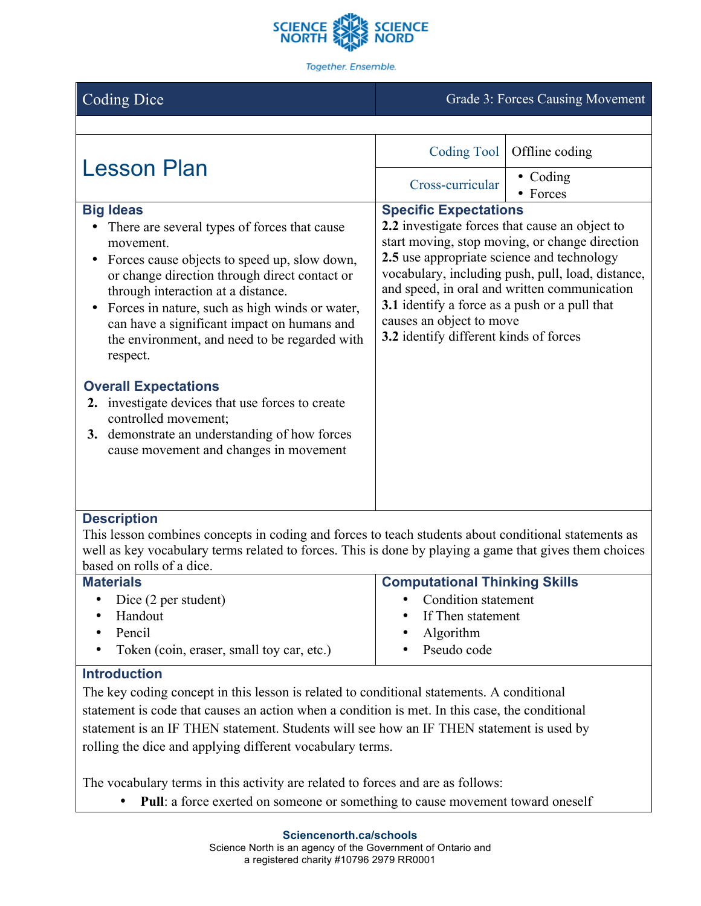# Coding Dice

Grade 3: Forces Causing Movement

## Lesson Plan

| | |
|---|---|
| Coding Tool | Offline coding |
| Cross-curricular | • Coding<br>• Forces |

### Big Ideas

- There are several types of forces that cause movement.
- Forces cause objects to speed up, slow down, or change direction through direct contact or through interaction at a distance.
- Forces in nature, such as high winds or water, can have a significant impact on humans and the environment, and need to be regarded with respect.

### Overall Expectations

2. investigate devices that use forces to create controlled movement;
3. demonstrate an understanding of how forces cause movement and changes in movement

### Specific Expectations

**2.2** investigate forces that cause an object to start moving, stop moving, or change direction
**2.5** use appropriate science and technology vocabulary, including push, pull, load, distance, and speed, in oral and written communication
**3.1** identify a force as a push or a pull that causes an object to move
**3.2** identify different kinds of forces

### Description

This lesson combines concepts in coding and forces to teach students about conditional statements as well as key vocabulary terms related to forces. This is done by playing a game that gives them choices based on rolls of a dice.

### Materials

- Dice (2 per student)
- Handout
- Pencil
- Token (coin, eraser, small toy car, etc.)

### Computational Thinking Skills

- Condition statement
- If Then statement
- Algorithm
- Pseudo code

### Introduction

The key coding concept in this lesson is related to conditional statements. A conditional statement is code that causes an action when a condition is met. In this case, the conditional statement is an IF THEN statement. Students will see how an IF THEN statement is used by rolling the dice and applying different vocabulary terms.

The vocabulary terms in this activity are related to forces and are as follows:

- **Pull**: a force exerted on someone or something to cause movement toward oneself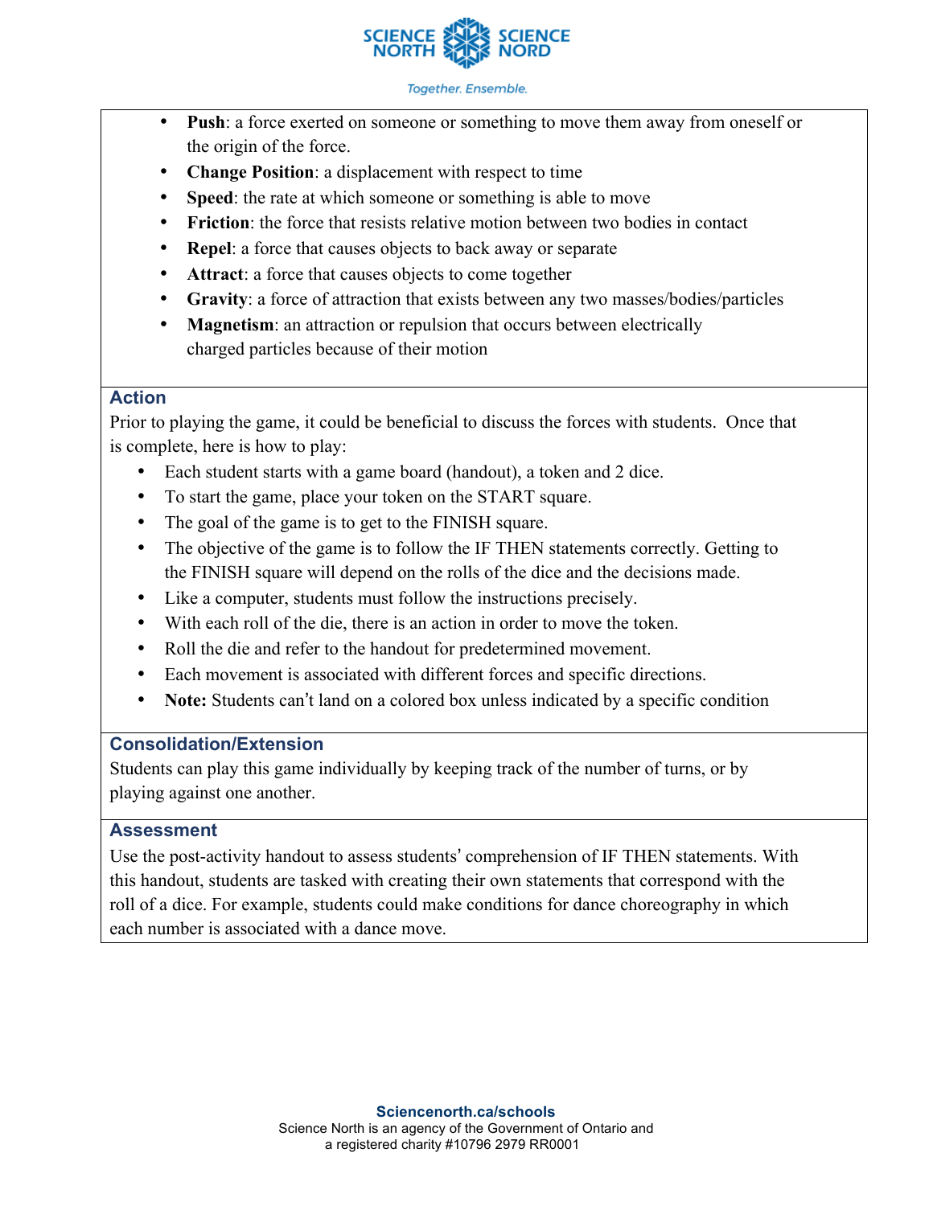- **Push**: a force exerted on someone or something to move them away from oneself or the origin of the force.
- **Change Position**: a displacement with respect to time
- **Speed**: the rate at which someone or something is able to move
- **Friction**: the force that resists relative motion between two bodies in contact
- **Repel**: a force that causes objects to back away or separate
- **Attract**: a force that causes objects to come together
- **Gravity**: a force of attraction that exists between any two masses/bodies/particles
- **Magnetism**: an attraction or repulsion that occurs between electrically charged particles because of their motion

## Action

Prior to playing the game, it could be beneficial to discuss the forces with students. Once that is complete, here is how to play:

- Each student starts with a game board (handout), a token and 2 dice.
- To start the game, place your token on the START square.
- The goal of the game is to get to the FINISH square.
- The objective of the game is to follow the IF THEN statements correctly. Getting to the FINISH square will depend on the rolls of the dice and the decisions made.
- Like a computer, students must follow the instructions precisely.
- With each roll of the die, there is an action in order to move the token.
- Roll the die and refer to the handout for predetermined movement.
- Each movement is associated with different forces and specific directions.
- **Note:** Students can't land on a colored box unless indicated by a specific condition

## Consolidation/Extension

Students can play this game individually by keeping track of the number of turns, or by playing against one another.

## Assessment

Use the post-activity handout to assess students' comprehension of IF THEN statements. With this handout, students are tasked with creating their own statements that correspond with the roll of a dice. For example, students could make conditions for dance choreography in which each number is associated with a dance move.